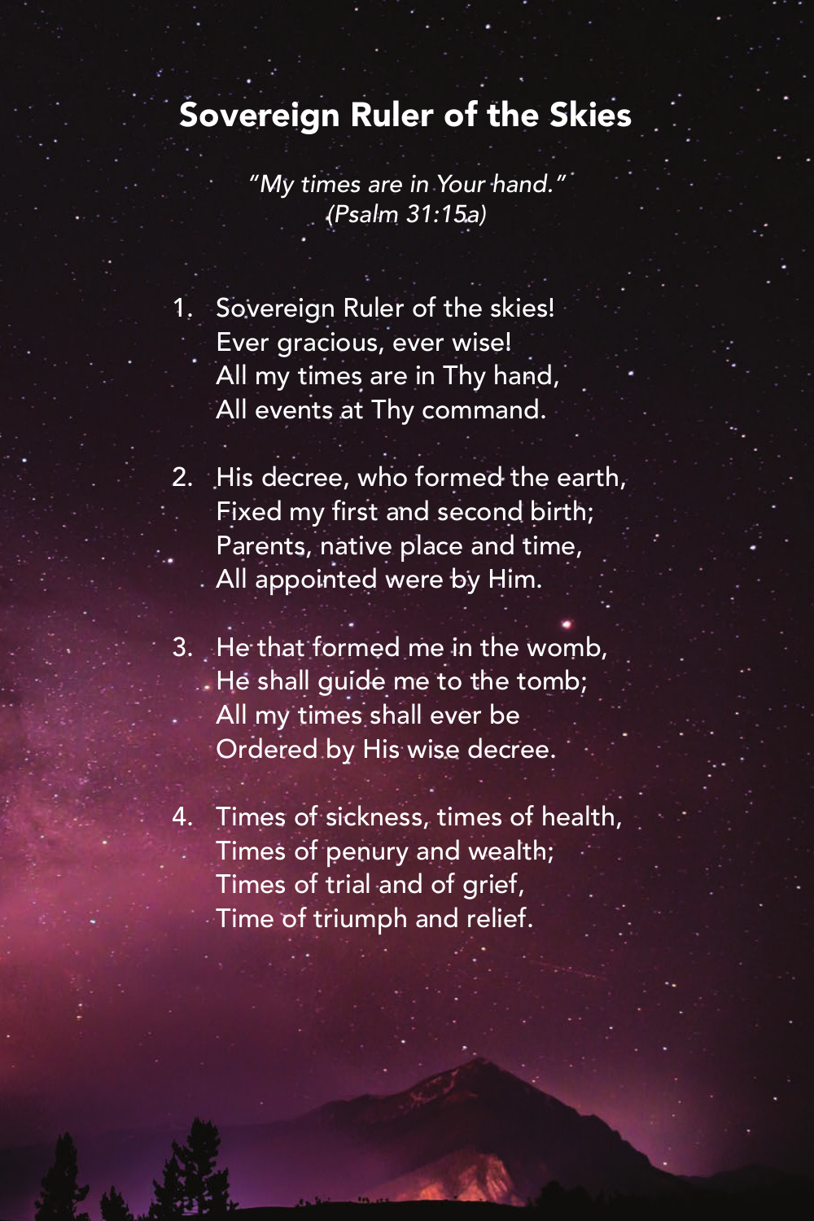# Sovereign Ruler of the Skies

*"My times are in Your hand."*
*(Psalm 31:15a)*

1. Sovereign Ruler of the skies!
   Ever gracious, ever wise!
   All my times are in Thy hand,
   All events at Thy command.

2. His decree, who formed the earth,
   Fixed my first and second birth;
   Parents, native place and time,
   All appointed were by Him.

3. He that formed me in the womb,
   He shall guide me to the tomb;
   All my times shall ever be
   Ordered by His wise decree.

4. Times of sickness, times of health,
   Times of penury and wealth;
   Times of trial and of grief,
   Time of triumph and relief.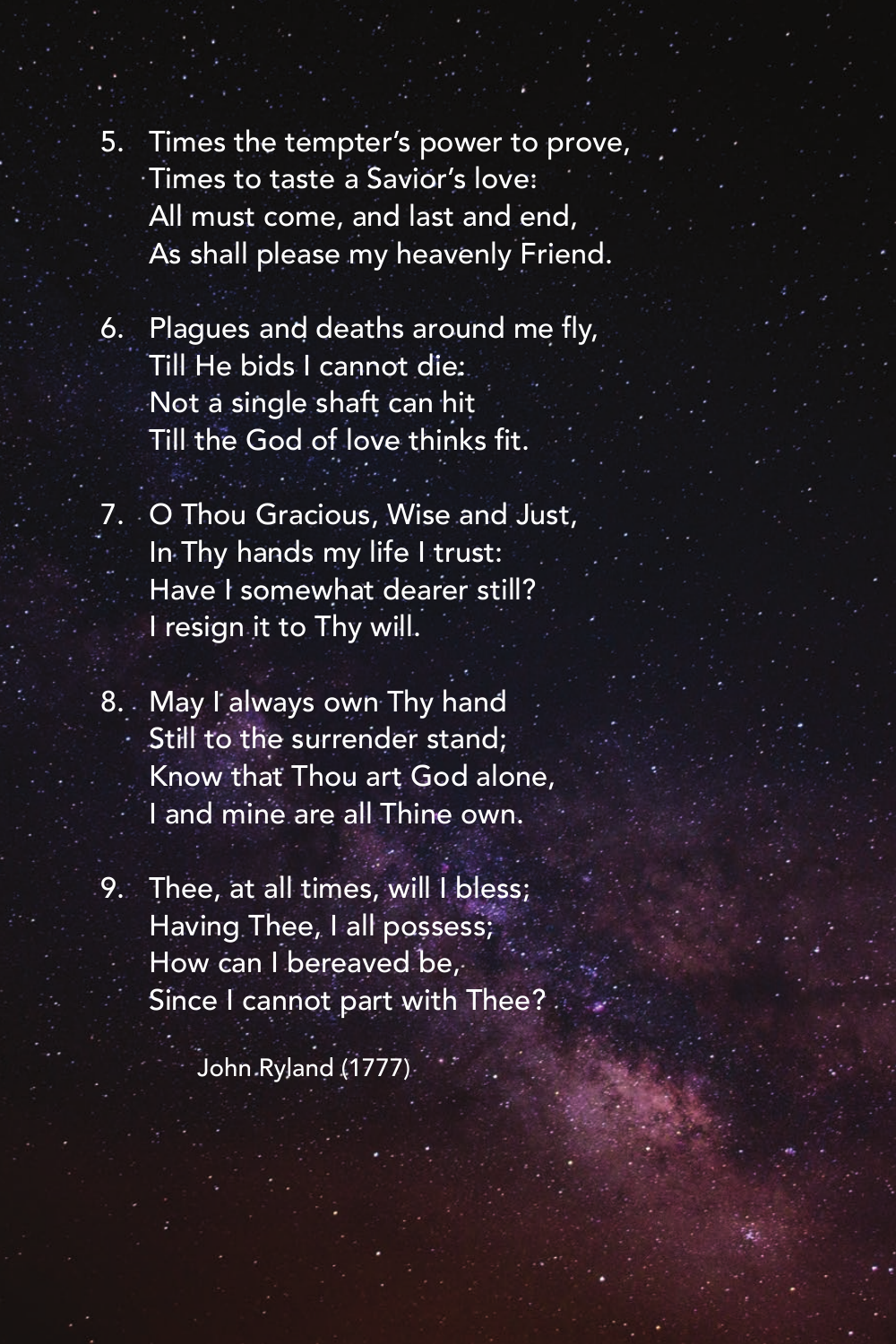5. Times the tempter's power to prove,
   Times to taste a Savior's love:
   All must come, and last and end,
   As shall please my heavenly Friend.

6. Plagues and deaths around me fly,
   Till He bids I cannot die:
   Not a single shaft can hit
   Till the God of love thinks fit.

7. O Thou Gracious, Wise and Just,
   In Thy hands my life I trust:
   Have I somewhat dearer still?
   I resign it to Thy will.

8. May I always own Thy hand
   Still to the surrender stand;
   Know that Thou art God alone,
   I and mine are all Thine own.

9. Thee, at all times, will I bless;
   Having Thee, I all possess;
   How can I bereaved be,
   Since I cannot part with Thee?

John Ryland (1777)